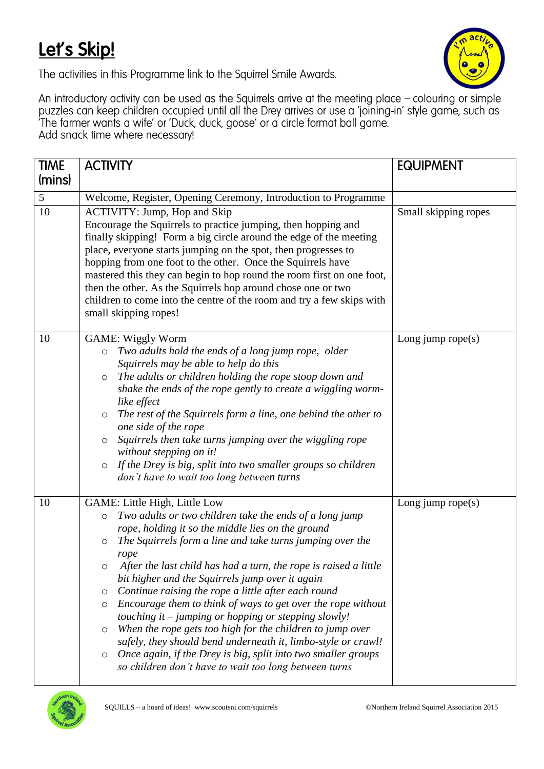# Let's Skip!

The activities in this Programme link to the Squirrel Smile Awards.

An introductory activity can be used as the Squirrels arrive at the meeting place – colouring or simple puzzles can keep children occupied until all the Drey arrives or use a 'joining-in' style game, such as 'The farmer wants a wife' or 'Duck, duck, goose' or a circle format ball game.
Add snack time where necessary!

| TIME (mins) | ACTIVITY | EQUIPMENT |
|---|---|---|
| 5 | Welcome, Register, Opening Ceremony, Introduction to Programme | |
| 10 | ACTIVITY: Jump, Hop and Skip<br>Encourage the Squirrels to practice jumping, then hopping and finally skipping! Form a big circle around the edge of the meeting place, everyone starts jumping on the spot, then progresses to hopping from one foot to the other. Once the Squirrels have mastered this they can begin to hop round the room first on one foot, then the other. As the Squirrels hop around chose one or two children to come into the centre of the room and try a few skips with small skipping ropes! | Small skipping ropes |
| 10 | GAME: Wiggly Worm<br>○ *Two adults hold the ends of a long jump rope, older Squirrels may be able to help do this*<br>○ *The adults or children holding the rope stoop down and shake the ends of the rope gently to create a wiggling worm-like effect*<br>○ *The rest of the Squirrels form a line, one behind the other to one side of the rope*<br>○ *Squirrels then take turns jumping over the wiggling rope without stepping on it!*<br>○ *If the Drey is big, split into two smaller groups so children don't have to wait too long between turns* | Long jump rope(s) |
| 10 | GAME: Little High, Little Low<br>○ *Two adults or two children take the ends of a long jump rope, holding it so the middle lies on the ground*<br>○ *The Squirrels form a line and take turns jumping over the rope*<br>○ *After the last child has had a turn, the rope is raised a little bit higher and the Squirrels jump over it again*<br>○ *Continue raising the rope a little after each round*<br>○ *Encourage them to think of ways to get over the rope without touching it – jumping or hopping or stepping slowly!*<br>○ *When the rope gets too high for the children to jump over safely, they should bend underneath it, limbo-style or crawl!*<br>○ *Once again, if the Drey is big, split into two smaller groups so children don't have to wait too long between turns* | Long jump rope(s) |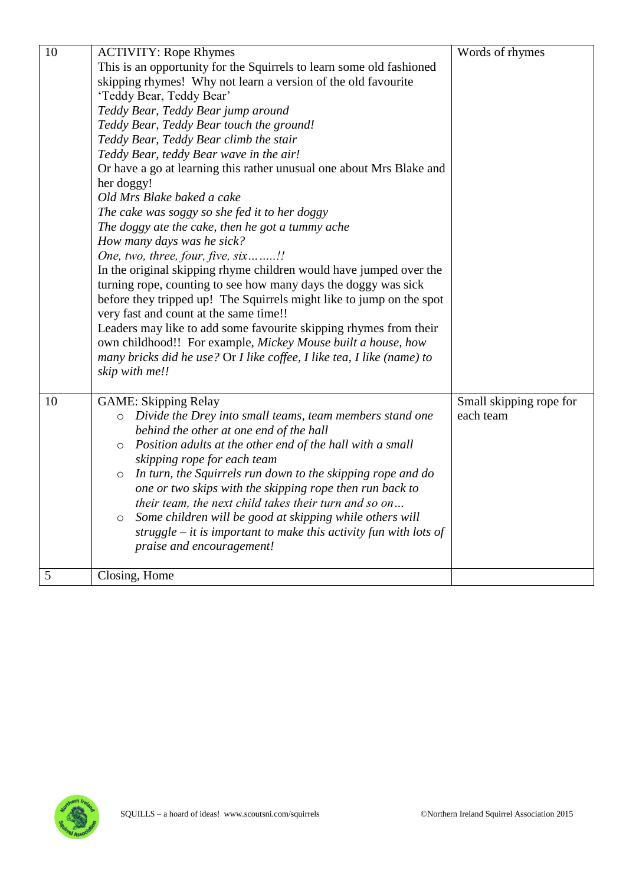| | | |
|---|---|---|
| 10 | ACTIVITY: Rope Rhymes<br>This is an opportunity for the Squirrels to learn some old fashioned skipping rhymes! Why not learn a version of the old favourite 'Teddy Bear, Teddy Bear'<br>*Teddy Bear, Teddy Bear jump around*<br>*Teddy Bear, Teddy Bear touch the ground!*<br>*Teddy Bear, Teddy Bear climb the stair*<br>*Teddy Bear, teddy Bear wave in the air!*<br>Or have a go at learning this rather unusual one about Mrs Blake and her doggy!<br>*Old Mrs Blake baked a cake*<br>*The cake was soggy so she fed it to her doggy*<br>*The doggy ate the cake, then he got a tummy ache*<br>*How many days was he sick?*<br>*One, two, three, four, five, six……..!!*<br>In the original skipping rhyme children would have jumped over the turning rope, counting to see how many days the doggy was sick before they tripped up! The Squirrels might like to jump on the spot very fast and count at the same time!!<br>Leaders may like to add some favourite skipping rhymes from their own childhood!! For example, *Mickey Mouse built a house, how many bricks did he use?* Or *I like coffee, I like tea, I like (name) to skip with me!!* | Words of rhymes |
| 10 | GAME: Skipping Relay<br>○ *Divide the Drey into small teams, team members stand one behind the other at one end of the hall*<br>○ *Position adults at the other end of the hall with a small skipping rope for each team*<br>○ *In turn, the Squirrels run down to the skipping rope and do one or two skips with the skipping rope then run back to their team, the next child takes their turn and so on…*<br>○ *Some children will be good at skipping while others will struggle – it is important to make this activity fun with lots of praise and encouragement!* | Small skipping rope for each team |
| 5 | Closing, Home | |